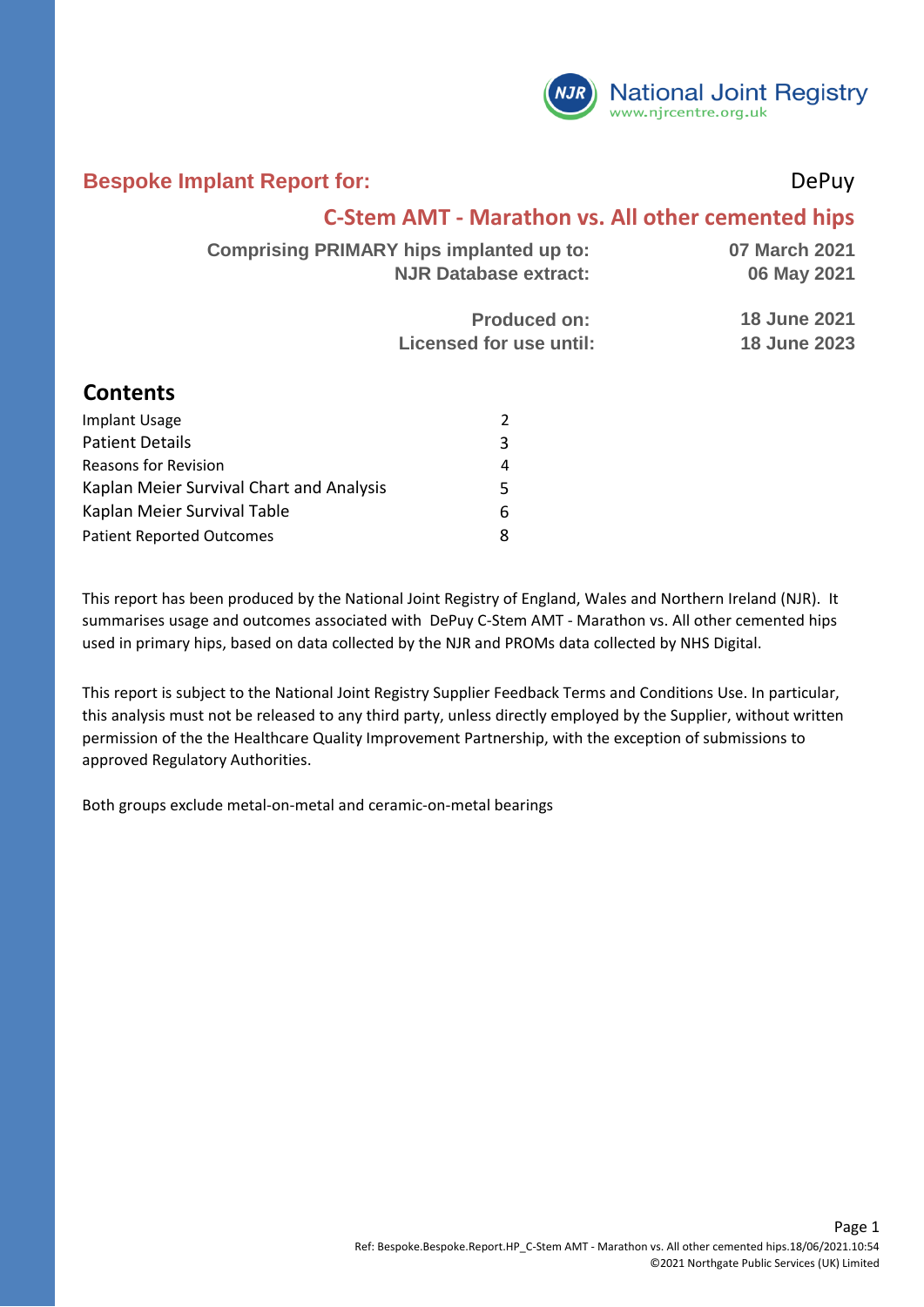National Joint Registry
www.njrcentre.org.uk

# Bespoke Implant Report for: DePuy

## C-Stem AMT - Marathon vs. All other cemented hips

| | |
|---|---|
| **Comprising PRIMARY hips implanted up to:** | **07 March 2021** |
| **NJR Database extract:** | **06 May 2021** |
| **Produced on:** | **18 June 2021** |
| **Licensed for use until:** | **18 June 2023** |

## Contents

| | |
|---|---|
| Implant Usage | 2 |
| Patient Details | 3 |
| Reasons for Revision | 4 |
| Kaplan Meier Survival Chart and Analysis | 5 |
| Kaplan Meier Survival Table | 6 |
| Patient Reported Outcomes | 8 |

This report has been produced by the National Joint Registry of England, Wales and Northern Ireland (NJR). It summarises usage and outcomes associated with DePuy C-Stem AMT - Marathon vs. All other cemented hips used in primary hips, based on data collected by the NJR and PROMs data collected by NHS Digital.

This report is subject to the National Joint Registry Supplier Feedback Terms and Conditions Use. In particular, this analysis must not be released to any third party, unless directly employed by the Supplier, without written permission of the the Healthcare Quality Improvement Partnership, with the exception of submissions to approved Regulatory Authorities.

Both groups exclude metal-on-metal and ceramic-on-metal bearings

Ref: Bespoke.Bespoke.Report.HP_C-Stem AMT - Marathon vs. All other cemented hips.18/06/2021.10:54
©2021 Northgate Public Services (UK) Limited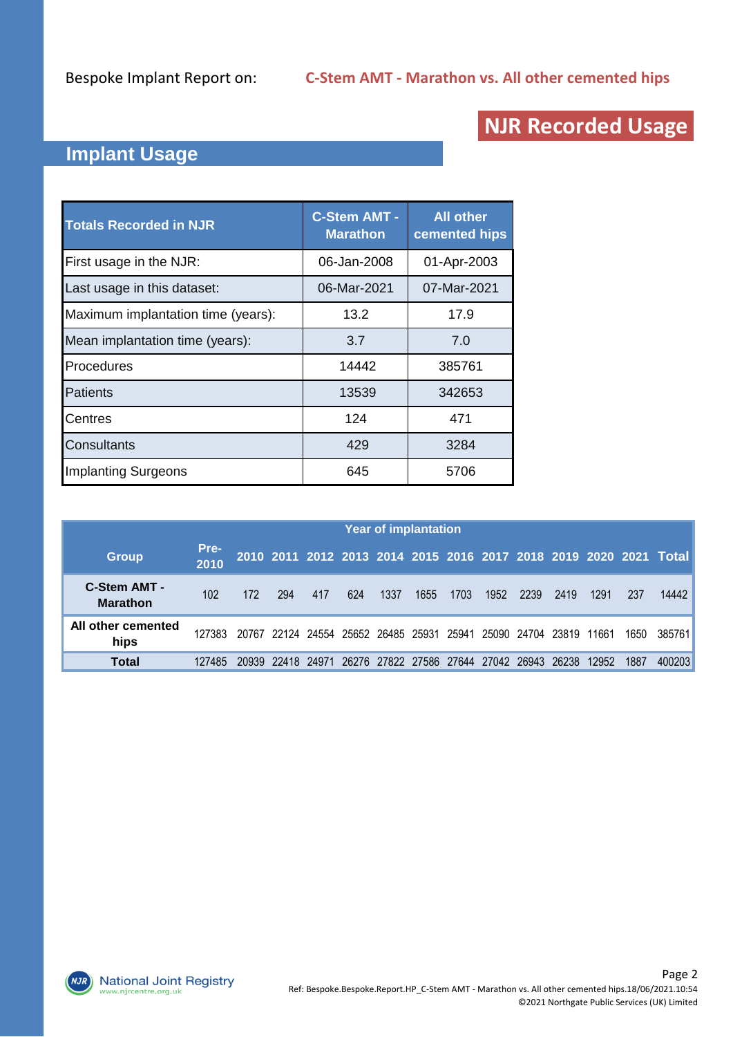Bespoke Implant Report on: **C-Stem AMT - Marathon vs. All other cemented hips**

# NJR Recorded Usage

## Implant Usage

| Totals Recorded in NJR | C-Stem AMT - Marathon | All other cemented hips |
|---|---|---|
| First usage in the NJR: | 06-Jan-2008 | 01-Apr-2003 |
| Last usage in this dataset: | 06-Mar-2021 | 07-Mar-2021 |
| Maximum implantation time (years): | 13.2 | 17.9 |
| Mean implantation time (years): | 3.7 | 7.0 |
| Procedures | 14442 | 385761 |
| Patients | 13539 | 342653 |
| Centres | 124 | 471 |
| Consultants | 429 | 3284 |
| Implanting Surgeons | 645 | 5706 |

| | Year of implantation | | | | | | | | | | | | | |
|---|---|---|---|---|---|---|---|---|---|---|---|---|---|---|
| Group | Pre-2010 | 2010 | 2011 | 2012 | 2013 | 2014 | 2015 | 2016 | 2017 | 2018 | 2019 | 2020 | 2021 | Total |
| C-Stem AMT - Marathon | 102 | 172 | 294 | 417 | 624 | 1337 | 1655 | 1703 | 1952 | 2239 | 2419 | 1291 | 237 | 14442 |
| All other cemented hips | 127383 | 20767 | 22124 | 24554 | 25652 | 26485 | 25931 | 25941 | 25090 | 24704 | 23819 | 11661 | 1650 | 385761 |
| Total | 127485 | 20939 | 22418 | 24971 | 26276 | 27822 | 27586 | 27644 | 27042 | 26943 | 26238 | 12952 | 1887 | 400203 |

Ref: Bespoke.Bespoke.Report.HP_C-Stem AMT - Marathon vs. All other cemented hips.18/06/2021.10:54

©2021 Northgate Public Services (UK) Limited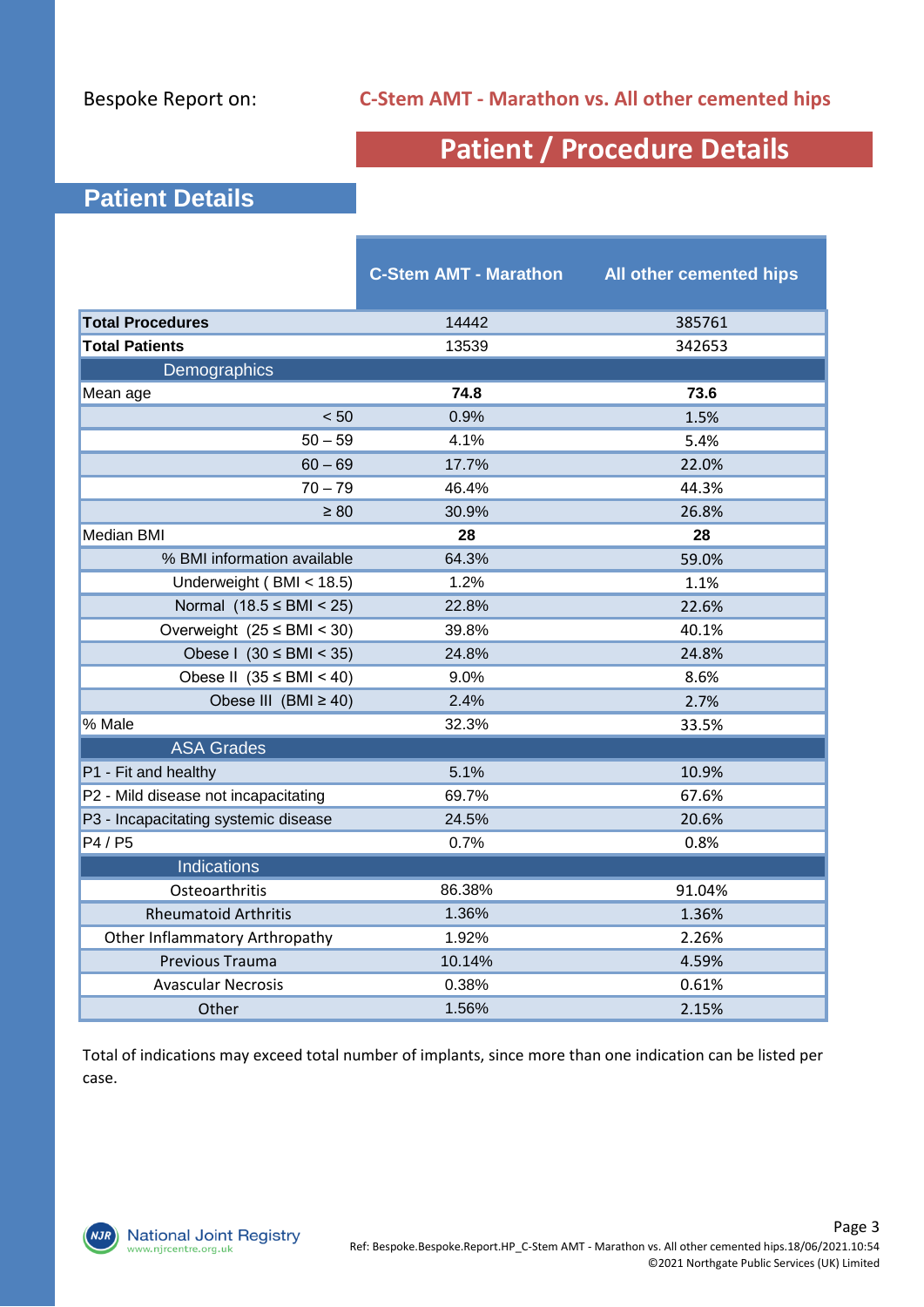Bespoke Report on: **C-Stem AMT - Marathon vs. All other cemented hips**

# Patient / Procedure Details

## Patient Details

| | C-Stem AMT - Marathon | All other cemented hips |
|---|---|---|
| **Total Procedures** | 14442 | 385761 |
| **Total Patients** | 13539 | 342653 |
| Demographics | | |
| Mean age | **74.8** | **73.6** |
| < 50 | 0.9% | 1.5% |
| 50 – 59 | 4.1% | 5.4% |
| 60 – 69 | 17.7% | 22.0% |
| 70 – 79 | 46.4% | 44.3% |
| ≥ 80 | 30.9% | 26.8% |
| Median BMI | **28** | **28** |
| % BMI information available | 64.3% | 59.0% |
| Underweight ( BMI < 18.5) | 1.2% | 1.1% |
| Normal (18.5 ≤ BMI < 25) | 22.8% | 22.6% |
| Overweight (25 ≤ BMI < 30) | 39.8% | 40.1% |
| Obese I (30 ≤ BMI < 35) | 24.8% | 24.8% |
| Obese II (35 ≤ BMI < 40) | 9.0% | 8.6% |
| Obese III (BMI ≥ 40) | 2.4% | 2.7% |
| % Male | 32.3% | 33.5% |
| ASA Grades | | |
| P1 - Fit and healthy | 5.1% | 10.9% |
| P2 - Mild disease not incapacitating | 69.7% | 67.6% |
| P3 - Incapacitating systemic disease | 24.5% | 20.6% |
| P4 / P5 | 0.7% | 0.8% |
| Indications | | |
| Osteoarthritis | 86.38% | 91.04% |
| Rheumatoid Arthritis | 1.36% | 1.36% |
| Other Inflammatory Arthropathy | 1.92% | 2.26% |
| Previous Trauma | 10.14% | 4.59% |
| Avascular Necrosis | 0.38% | 0.61% |
| Other | 1.56% | 2.15% |

Total of indications may exceed total number of implants, since more than one indication can be listed per case.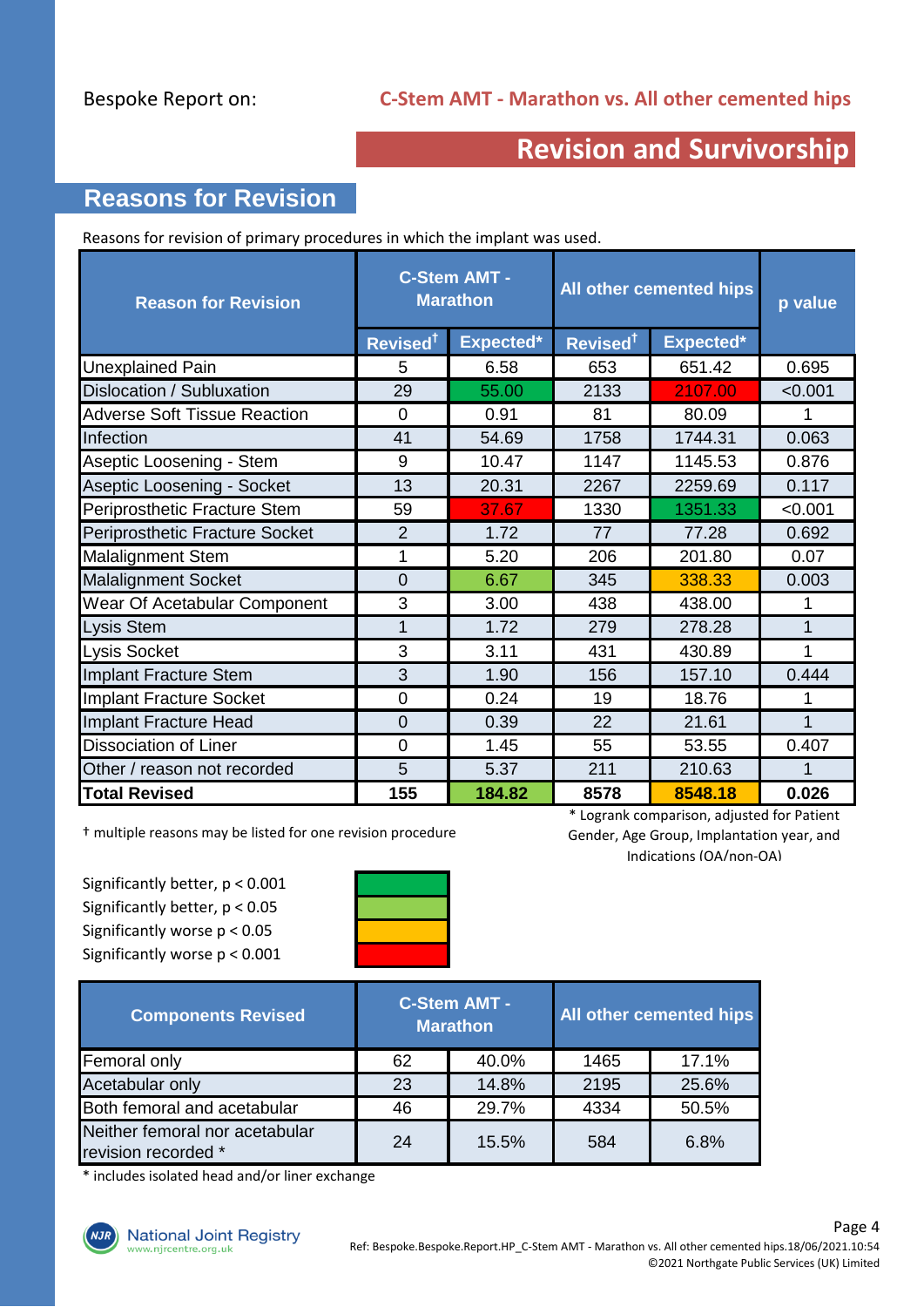Bespoke Report on: **C-Stem AMT - Marathon vs. All other cemented hips**

# Revision and Survivorship

## Reasons for Revision

Reasons for revision of primary procedures in which the implant was used.

| Reason for Revision | C-Stem AMT - Marathon | | All other cemented hips | | p value |
|---|---|---|---|---|---|
| | Revised† | Expected* | Revised† | Expected* | |
| Unexplained Pain | 5 | 6.58 | 653 | 651.42 | 0.695 |
| Dislocation / Subluxation | 29 | 55.00 | 2133 | 2107.00 | <0.001 |
| Adverse Soft Tissue Reaction | 0 | 0.91 | 81 | 80.09 | 1 |
| Infection | 41 | 54.69 | 1758 | 1744.31 | 0.063 |
| Aseptic Loosening - Stem | 9 | 10.47 | 1147 | 1145.53 | 0.876 |
| Aseptic Loosening - Socket | 13 | 20.31 | 2267 | 2259.69 | 0.117 |
| Periprosthetic Fracture Stem | 59 | 37.67 | 1330 | 1351.33 | <0.001 |
| Periprosthetic Fracture Socket | 2 | 1.72 | 77 | 77.28 | 0.692 |
| Malalignment Stem | 1 | 5.20 | 206 | 201.80 | 0.07 |
| Malalignment Socket | 0 | 6.67 | 345 | 338.33 | 0.003 |
| Wear Of Acetabular Component | 3 | 3.00 | 438 | 438.00 | 1 |
| Lysis Stem | 1 | 1.72 | 279 | 278.28 | 1 |
| Lysis Socket | 3 | 3.11 | 431 | 430.89 | 1 |
| Implant Fracture Stem | 3 | 1.90 | 156 | 157.10 | 0.444 |
| Implant Fracture Socket | 0 | 0.24 | 19 | 18.76 | 1 |
| Implant Fracture Head | 0 | 0.39 | 22 | 21.61 | 1 |
| Dissociation of Liner | 0 | 1.45 | 55 | 53.55 | 0.407 |
| Other / reason not recorded | 5 | 5.37 | 211 | 210.63 | 1 |
| **Total Revised** | **155** | **184.82** | **8578** | **8548.18** | **0.026** |

† multiple reasons may be listed for one revision procedure

\* Logrank comparison, adjusted for Patient Gender, Age Group, Implantation year, and Indications (OA/non-OA)

Significantly better, $p < 0.001$
Significantly better, $p < 0.05$
Significantly worse $p < 0.05$
Significantly worse $p < 0.001$

| Components Revised | C-Stem AMT - Marathon | | All other cemented hips | |
|---|---|---|---|---|
| Femoral only | 62 | 40.0% | 1465 | 17.1% |
| Acetabular only | 23 | 14.8% | 2195 | 25.6% |
| Both femoral and acetabular | 46 | 29.7% | 4334 | 50.5% |
| Neither femoral nor acetabular revision recorded * | 24 | 15.5% | 584 | 6.8% |

\* includes isolated head and/or liner exchange

National Joint Registry www.njrcentre.org.uk

Ref: Bespoke.Bespoke.Report.HP_C-Stem AMT - Marathon vs. All other cemented hips.18/06/2021.10:54
©2021 Northgate Public Services (UK) Limited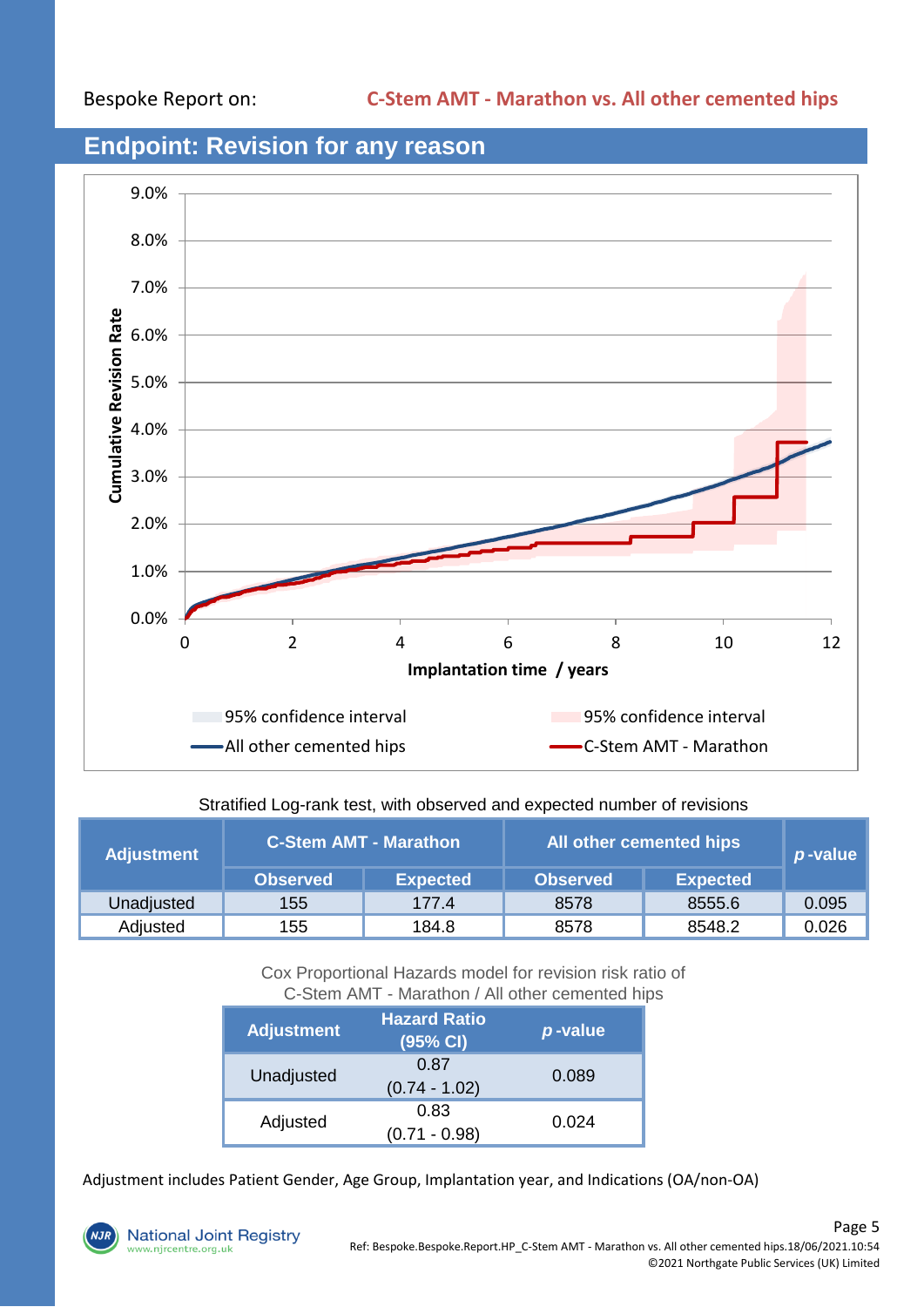Bespoke Report on: **C-Stem AMT - Marathon vs. All other cemented hips**

## Endpoint: Revision for any reason

Stratified Log-rank test, with observed and expected number of revisions

| Adjustment | C-Stem AMT - Marathon | | All other cemented hips | | *p*-value |
|---|---|---|---|---|---|
| | Observed | Expected | Observed | Expected | |
| Unadjusted | 155 | 177.4 | 8578 | 8555.6 | 0.095 |
| Adjusted | 155 | 184.8 | 8578 | 8548.2 | 0.026 |

Cox Proportional Hazards model for revision risk ratio of C-Stem AMT - Marathon / All other cemented hips

| Adjustment | Hazard Ratio (95% CI) | *p*-value |
|---|---|---|
| Unadjusted | 0.87 (0.74 - 1.02) | 0.089 |
| Adjusted | 0.83 (0.71 - 0.98) | 0.024 |

Adjustment includes Patient Gender, Age Group, Implantation year, and Indications (OA/non-OA)

Ref: Bespoke.Bespoke.Report.HP_C-Stem AMT - Marathon vs. All other cemented hips.18/06/2021.10:54
©2021 Northgate Public Services (UK) Limited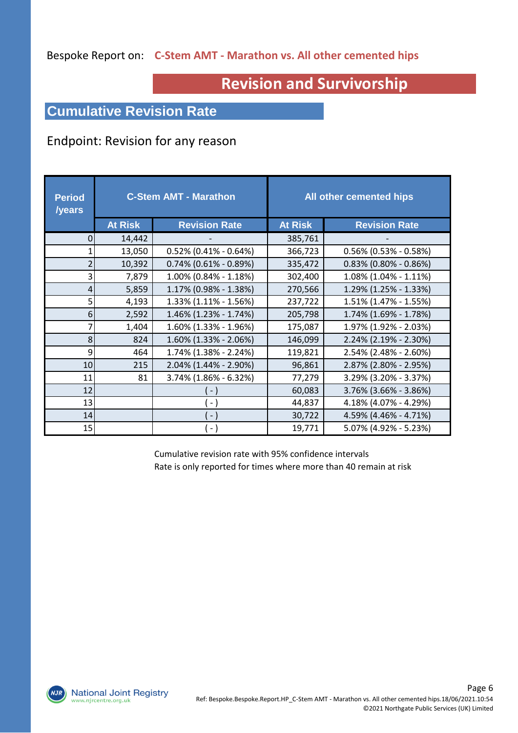Bespoke Report on: **C-Stem AMT - Marathon vs. All other cemented hips**

# Revision and Survivorship

## Cumulative Revision Rate

Endpoint: Revision for any reason

| Period /years | C-Stem AMT - Marathon | | All other cemented hips | |
|---|---|---|---|---|
| | At Risk | Revision Rate | At Risk | Revision Rate |
| 0 | 14,442 | - | 385,761 | - |
| 1 | 13,050 | 0.52% (0.41% - 0.64%) | 366,723 | 0.56% (0.53% - 0.58%) |
| 2 | 10,392 | 0.74% (0.61% - 0.89%) | 335,472 | 0.83% (0.80% - 0.86%) |
| 3 | 7,879 | 1.00% (0.84% - 1.18%) | 302,400 | 1.08% (1.04% - 1.11%) |
| 4 | 5,859 | 1.17% (0.98% - 1.38%) | 270,566 | 1.29% (1.25% - 1.33%) |
| 5 | 4,193 | 1.33% (1.11% - 1.56%) | 237,722 | 1.51% (1.47% - 1.55%) |
| 6 | 2,592 | 1.46% (1.23% - 1.74%) | 205,798 | 1.74% (1.69% - 1.78%) |
| 7 | 1,404 | 1.60% (1.33% - 1.96%) | 175,087 | 1.97% (1.92% - 2.03%) |
| 8 | 824 | 1.60% (1.33% - 2.06%) | 146,099 | 2.24% (2.19% - 2.30%) |
| 9 | 464 | 1.74% (1.38% - 2.24%) | 119,821 | 2.54% (2.48% - 2.60%) |
| 10 | 215 | 2.04% (1.44% - 2.90%) | 96,861 | 2.87% (2.80% - 2.95%) |
| 11 | 81 | 3.74% (1.86% - 6.32%) | 77,279 | 3.29% (3.20% - 3.37%) |
| 12 | | ( - ) | 60,083 | 3.76% (3.66% - 3.86%) |
| 13 | | ( - ) | 44,837 | 4.18% (4.07% - 4.29%) |
| 14 | | ( - ) | 30,722 | 4.59% (4.46% - 4.71%) |
| 15 | | ( - ) | 19,771 | 5.07% (4.92% - 5.23%) |

Cumulative revision rate with 95% confidence intervals
Rate is only reported for times where more than 40 remain at risk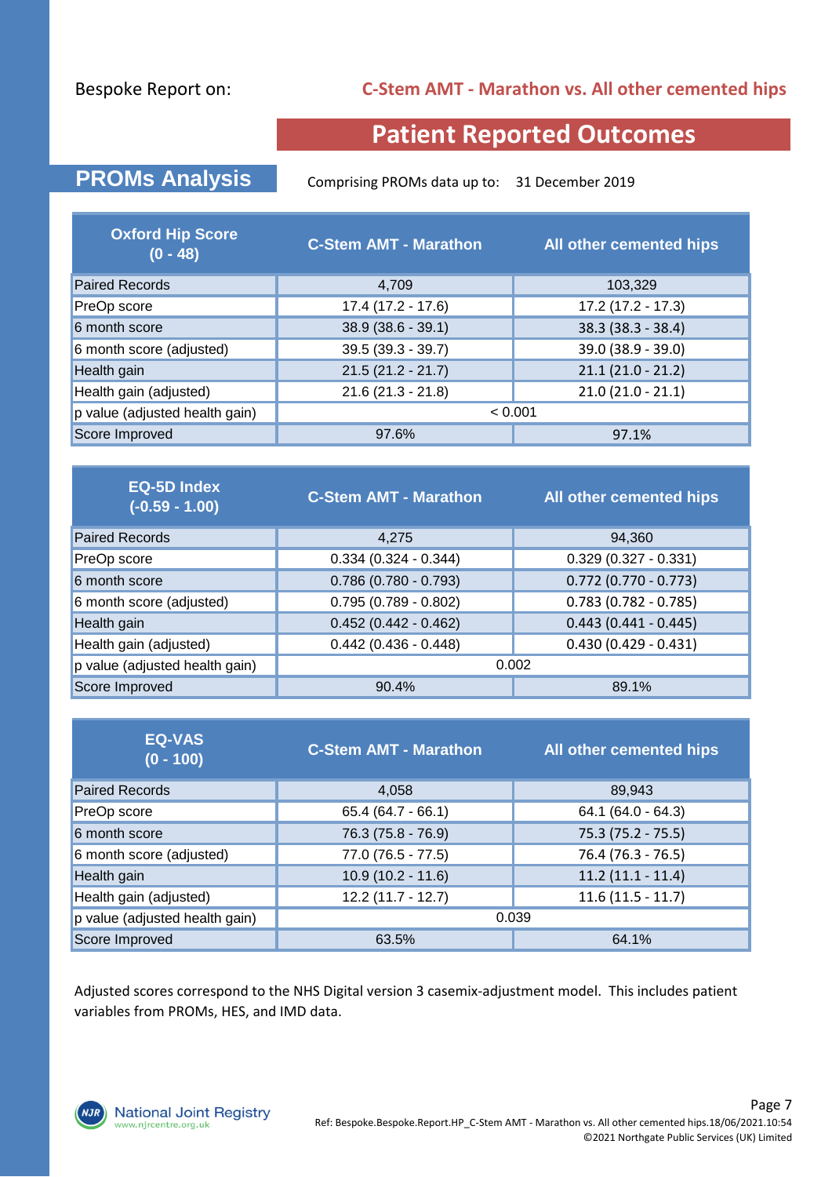Bespoke Report on: **C-Stem AMT - Marathon vs. All other cemented hips**

# Patient Reported Outcomes

## PROMs Analysis

Comprising PROMs data up to: 31 December 2019

| Oxford Hip Score (0 - 48) | C-Stem AMT - Marathon | All other cemented hips |
|---|---|---|
| Paired Records | 4,709 | 103,329 |
| PreOp score | 17.4 (17.2 - 17.6) | 17.2 (17.2 - 17.3) |
| 6 month score | 38.9 (38.6 - 39.1) | 38.3 (38.3 - 38.4) |
| 6 month score (adjusted) | 39.5 (39.3 - 39.7) | 39.0 (38.9 - 39.0) |
| Health gain | 21.5 (21.2 - 21.7) | 21.1 (21.0 - 21.2) |
| Health gain (adjusted) | 21.6 (21.3 - 21.8) | 21.0 (21.0 - 21.1) |
| p value (adjusted health gain) | < 0.001 | |
| Score Improved | 97.6% | 97.1% |

| EQ-5D Index (-0.59 - 1.00) | C-Stem AMT - Marathon | All other cemented hips |
|---|---|---|
| Paired Records | 4,275 | 94,360 |
| PreOp score | 0.334 (0.324 - 0.344) | 0.329 (0.327 - 0.331) |
| 6 month score | 0.786 (0.780 - 0.793) | 0.772 (0.770 - 0.773) |
| 6 month score (adjusted) | 0.795 (0.789 - 0.802) | 0.783 (0.782 - 0.785) |
| Health gain | 0.452 (0.442 - 0.462) | 0.443 (0.441 - 0.445) |
| Health gain (adjusted) | 0.442 (0.436 - 0.448) | 0.430 (0.429 - 0.431) |
| p value (adjusted health gain) | 0.002 | |
| Score Improved | 90.4% | 89.1% |

| EQ-VAS (0 - 100) | C-Stem AMT - Marathon | All other cemented hips |
|---|---|---|
| Paired Records | 4,058 | 89,943 |
| PreOp score | 65.4 (64.7 - 66.1) | 64.1 (64.0 - 64.3) |
| 6 month score | 76.3 (75.8 - 76.9) | 75.3 (75.2 - 75.5) |
| 6 month score (adjusted) | 77.0 (76.5 - 77.5) | 76.4 (76.3 - 76.5) |
| Health gain | 10.9 (10.2 - 11.6) | 11.2 (11.1 - 11.4) |
| Health gain (adjusted) | 12.2 (11.7 - 12.7) | 11.6 (11.5 - 11.7) |
| p value (adjusted health gain) | 0.039 | |
| Score Improved | 63.5% | 64.1% |

Adjusted scores correspond to the NHS Digital version 3 casemix-adjustment model. This includes patient variables from PROMs, HES, and IMD data.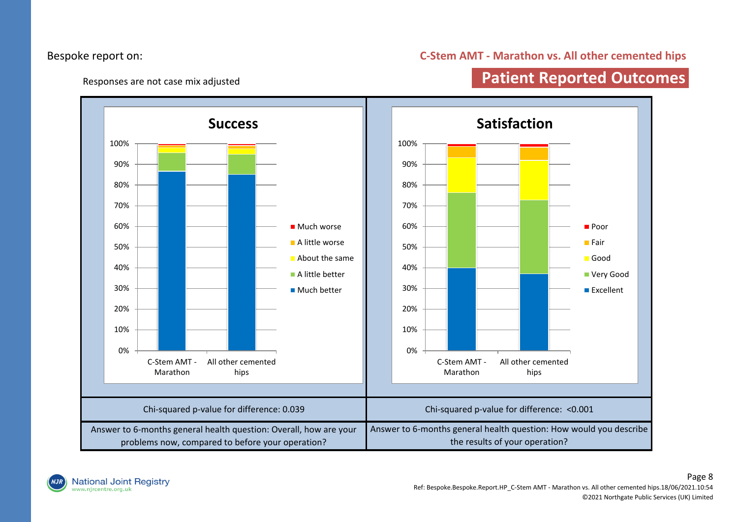Bespoke report on:

**C-Stem AMT - Marathon vs. All other cemented hips**

Responses are not case mix adjusted

## Patient Reported Outcomes

### Success

Legend: Much worse, A little worse, About the same, A little better, Much better

Categories: C-Stem AMT - Marathon; All other cemented hips

Chi-squared p-value for difference: 0.039

Answer to 6-months general health question: Overall, how are your problems now, compared to before your operation?

### Satisfaction

Legend: Poor, Fair, Good, Very Good, Excellent

Categories: C-Stem AMT - Marathon; All other cemented hips

Chi-squared p-value for difference: <0.001

Answer to 6-months general health question: How would you describe the results of your operation?

National Joint Registry
www.njrcentre.org.uk

Ref: Bespoke.Bespoke.Report.HP_C-Stem AMT - Marathon vs. All other cemented hips.18/06/2021.10:54
©2021 Northgate Public Services (UK) Limited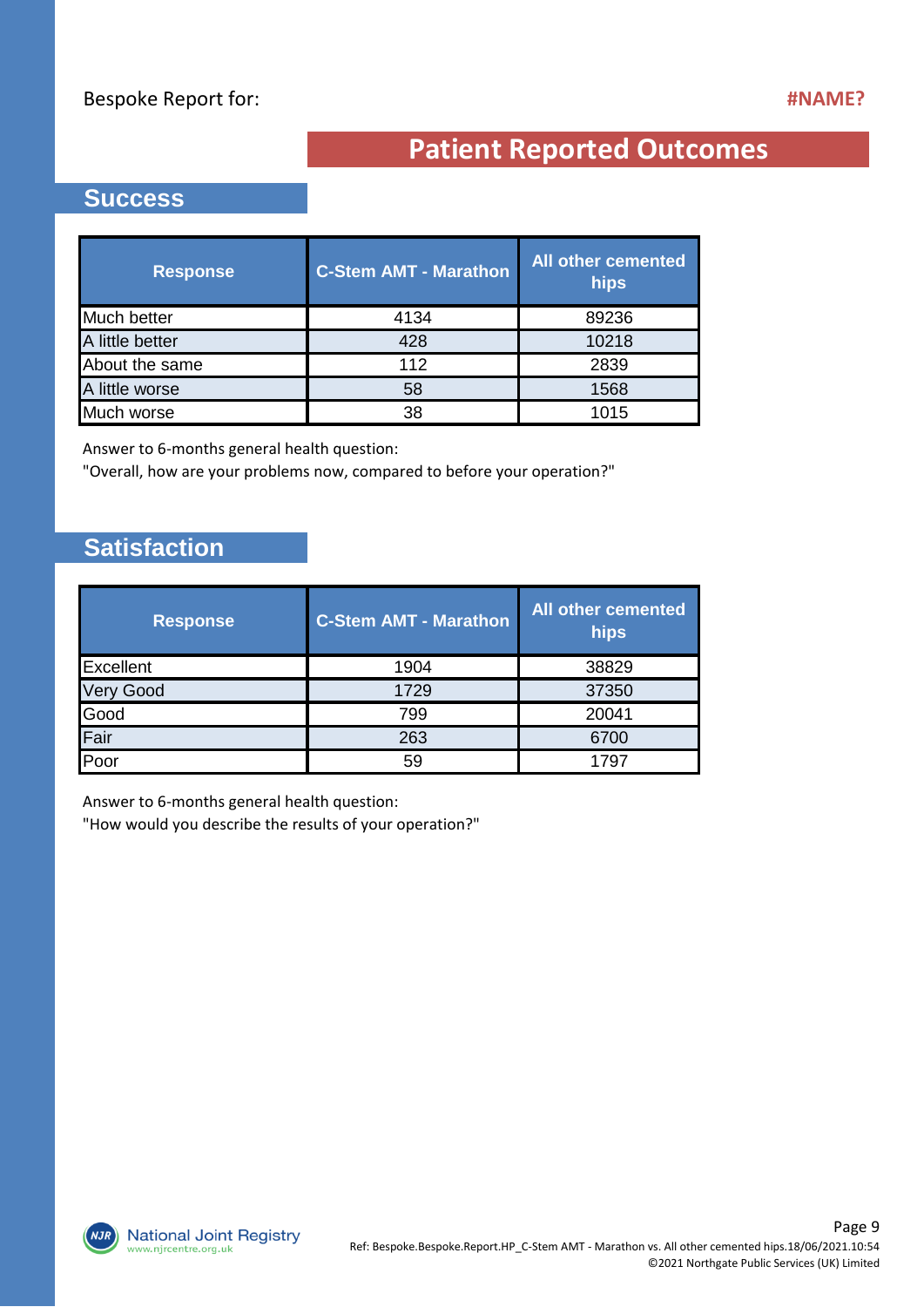Bespoke Report for: #NAME?

# Patient Reported Outcomes

## Success

| Response | C-Stem AMT - Marathon | All other cemented hips |
|---|---|---|
| Much better | 4134 | 89236 |
| A little better | 428 | 10218 |
| About the same | 112 | 2839 |
| A little worse | 58 | 1568 |
| Much worse | 38 | 1015 |

Answer to 6-months general health question:
"Overall, how are your problems now, compared to before your operation?"

## Satisfaction

| Response | C-Stem AMT - Marathon | All other cemented hips |
|---|---|---|
| Excellent | 1904 | 38829 |
| Very Good | 1729 | 37350 |
| Good | 799 | 20041 |
| Fair | 263 | 6700 |
| Poor | 59 | 1797 |

Answer to 6-months general health question:
"How would you describe the results of your operation?"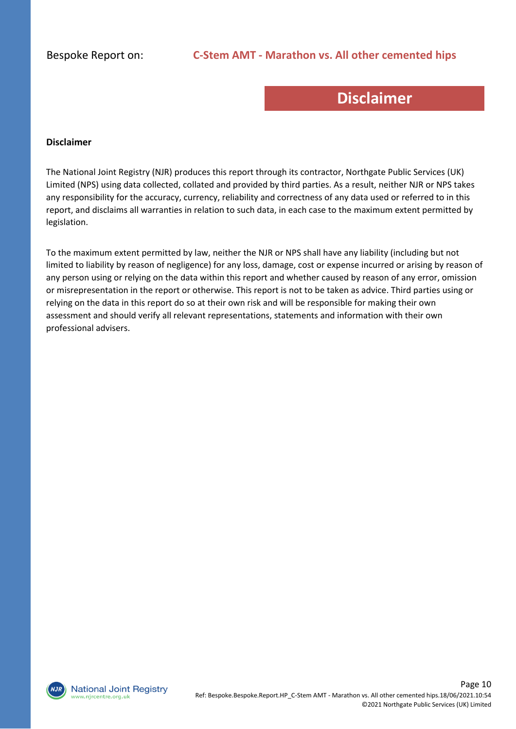Bespoke Report on: **C-Stem AMT - Marathon vs. All other cemented hips**

# Disclaimer

**Disclaimer**

The National Joint Registry (NJR) produces this report through its contractor, Northgate Public Services (UK) Limited (NPS) using data collected, collated and provided by third parties. As a result, neither NJR or NPS takes any responsibility for the accuracy, currency, reliability and correctness of any data used or referred to in this report, and disclaims all warranties in relation to such data, in each case to the maximum extent permitted by legislation.

To the maximum extent permitted by law, neither the NJR or NPS shall have any liability (including but not limited to liability by reason of negligence) for any loss, damage, cost or expense incurred or arising by reason of any person using or relying on the data within this report and whether caused by reason of any error, omission or misrepresentation in the report or otherwise. This report is not to be taken as advice. Third parties using or relying on the data in this report do so at their own risk and will be responsible for making their own assessment and should verify all relevant representations, statements and information with their own professional advisers.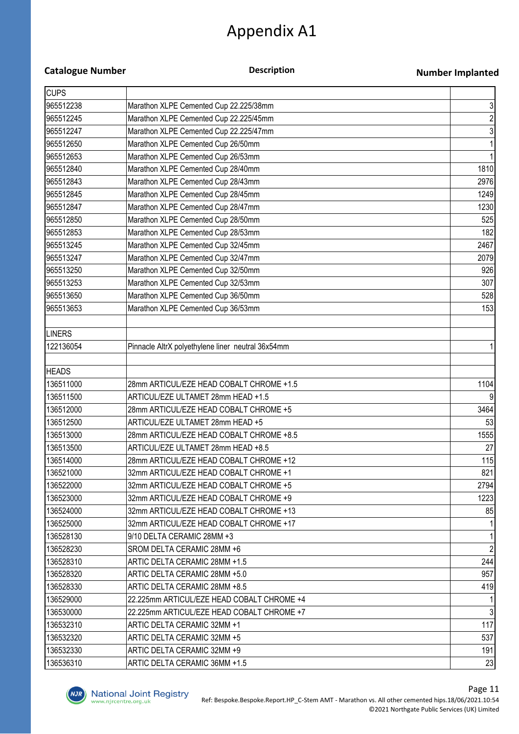# Appendix A1

| Catalogue Number | Description | Number Implanted |
|---|---|---|
| CUPS | | |
| 965512238 | Marathon XLPE Cemented Cup 22.225/38mm | 3 |
| 965512245 | Marathon XLPE Cemented Cup 22.225/45mm | 2 |
| 965512247 | Marathon XLPE Cemented Cup 22.225/47mm | 3 |
| 965512650 | Marathon XLPE Cemented Cup 26/50mm | 1 |
| 965512653 | Marathon XLPE Cemented Cup 26/53mm | 1 |
| 965512840 | Marathon XLPE Cemented Cup 28/40mm | 1810 |
| 965512843 | Marathon XLPE Cemented Cup 28/43mm | 2976 |
| 965512845 | Marathon XLPE Cemented Cup 28/45mm | 1249 |
| 965512847 | Marathon XLPE Cemented Cup 28/47mm | 1230 |
| 965512850 | Marathon XLPE Cemented Cup 28/50mm | 525 |
| 965512853 | Marathon XLPE Cemented Cup 28/53mm | 182 |
| 965513245 | Marathon XLPE Cemented Cup 32/45mm | 2467 |
| 965513247 | Marathon XLPE Cemented Cup 32/47mm | 2079 |
| 965513250 | Marathon XLPE Cemented Cup 32/50mm | 926 |
| 965513253 | Marathon XLPE Cemented Cup 32/53mm | 307 |
| 965513650 | Marathon XLPE Cemented Cup 36/50mm | 528 |
| 965513653 | Marathon XLPE Cemented Cup 36/53mm | 153 |
| | | |
| LINERS | | |
| 122136054 | Pinnacle AltrX polyethylene liner neutral 36x54mm | 1 |
| | | |
| HEADS | | |
| 136511000 | 28mm ARTICUL/EZE HEAD COBALT CHROME +1.5 | 1104 |
| 136511500 | ARTICUL/EZE ULTAMET 28mm HEAD +1.5 | 9 |
| 136512000 | 28mm ARTICUL/EZE HEAD COBALT CHROME +5 | 3464 |
| 136512500 | ARTICUL/EZE ULTAMET 28mm HEAD +5 | 53 |
| 136513000 | 28mm ARTICUL/EZE HEAD COBALT CHROME +8.5 | 1555 |
| 136513500 | ARTICUL/EZE ULTAMET 28mm HEAD +8.5 | 27 |
| 136514000 | 28mm ARTICUL/EZE HEAD COBALT CHROME +12 | 115 |
| 136521000 | 32mm ARTICUL/EZE HEAD COBALT CHROME +1 | 821 |
| 136522000 | 32mm ARTICUL/EZE HEAD COBALT CHROME +5 | 2794 |
| 136523000 | 32mm ARTICUL/EZE HEAD COBALT CHROME +9 | 1223 |
| 136524000 | 32mm ARTICUL/EZE HEAD COBALT CHROME +13 | 85 |
| 136525000 | 32mm ARTICUL/EZE HEAD COBALT CHROME +17 | 1 |
| 136528130 | 9/10 DELTA CERAMIC 28MM +3 | 1 |
| 136528230 | SROM DELTA CERAMIC 28MM +6 | 2 |
| 136528310 | ARTIC DELTA CERAMIC 28MM +1.5 | 244 |
| 136528320 | ARTIC DELTA CERAMIC 28MM +5.0 | 957 |
| 136528330 | ARTIC DELTA CERAMIC 28MM +8.5 | 419 |
| 136529000 | 22.225mm ARTICUL/EZE HEAD COBALT CHROME +4 | 1 |
| 136530000 | 22.225mm ARTICUL/EZE HEAD COBALT CHROME +7 | 3 |
| 136532310 | ARTIC DELTA CERAMIC 32MM +1 | 117 |
| 136532320 | ARTIC DELTA CERAMIC 32MM +5 | 537 |
| 136532330 | ARTIC DELTA CERAMIC 32MM +9 | 191 |
| 136536310 | ARTIC DELTA CERAMIC 36MM +1.5 | 23 |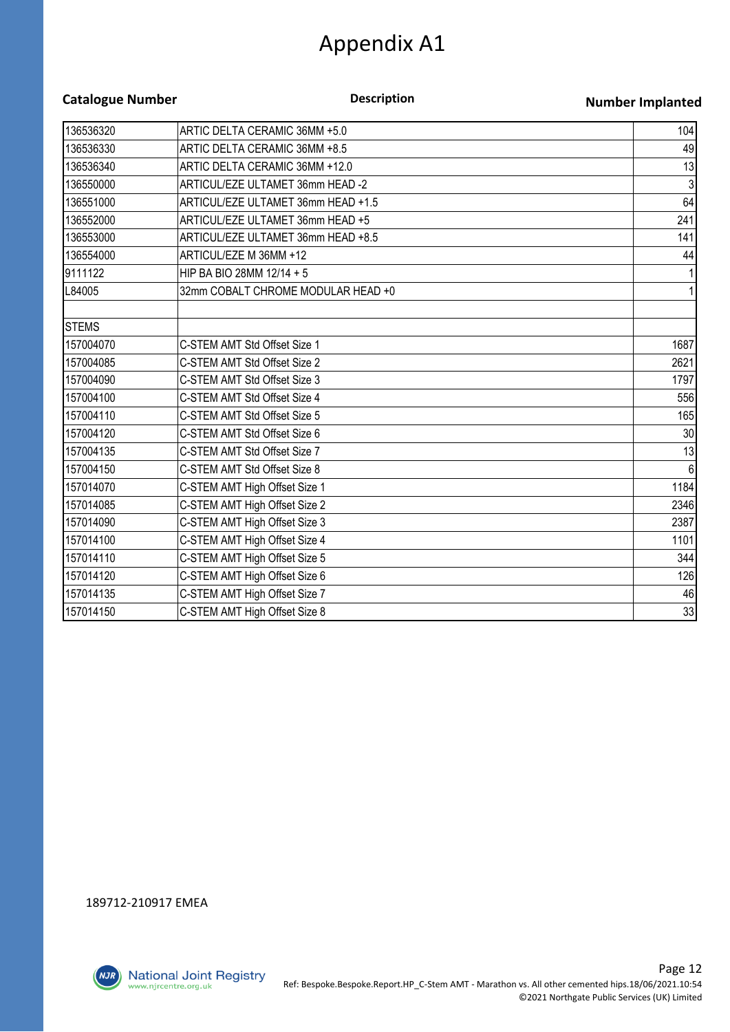# Appendix A1

| Catalogue Number | Description | Number Implanted |
|---|---|---|
| 136536320 | ARTIC DELTA CERAMIC 36MM +5.0 | 104 |
| 136536330 | ARTIC DELTA CERAMIC 36MM +8.5 | 49 |
| 136536340 | ARTIC DELTA CERAMIC 36MM +12.0 | 13 |
| 136550000 | ARTICUL/EZE ULTAMET 36mm HEAD -2 | 3 |
| 136551000 | ARTICUL/EZE ULTAMET 36mm HEAD +1.5 | 64 |
| 136552000 | ARTICUL/EZE ULTAMET 36mm HEAD +5 | 241 |
| 136553000 | ARTICUL/EZE ULTAMET 36mm HEAD +8.5 | 141 |
| 136554000 | ARTICUL/EZE M 36MM +12 | 44 |
| 9111122 | HIP BA BIO 28MM 12/14 + 5 | 1 |
| L84005 | 32mm COBALT CHROME MODULAR HEAD +0 | 1 |
| | | |
| STEMS | | |
| 157004070 | C-STEM AMT Std Offset Size 1 | 1687 |
| 157004085 | C-STEM AMT Std Offset Size 2 | 2621 |
| 157004090 | C-STEM AMT Std Offset Size 3 | 1797 |
| 157004100 | C-STEM AMT Std Offset Size 4 | 556 |
| 157004110 | C-STEM AMT Std Offset Size 5 | 165 |
| 157004120 | C-STEM AMT Std Offset Size 6 | 30 |
| 157004135 | C-STEM AMT Std Offset Size 7 | 13 |
| 157004150 | C-STEM AMT Std Offset Size 8 | 6 |
| 157014070 | C-STEM AMT High Offset Size 1 | 1184 |
| 157014085 | C-STEM AMT High Offset Size 2 | 2346 |
| 157014090 | C-STEM AMT High Offset Size 3 | 2387 |
| 157014100 | C-STEM AMT High Offset Size 4 | 1101 |
| 157014110 | C-STEM AMT High Offset Size 5 | 344 |
| 157014120 | C-STEM AMT High Offset Size 6 | 126 |
| 157014135 | C-STEM AMT High Offset Size 7 | 46 |
| 157014150 | C-STEM AMT High Offset Size 8 | 33 |

189712-210917 EMEA